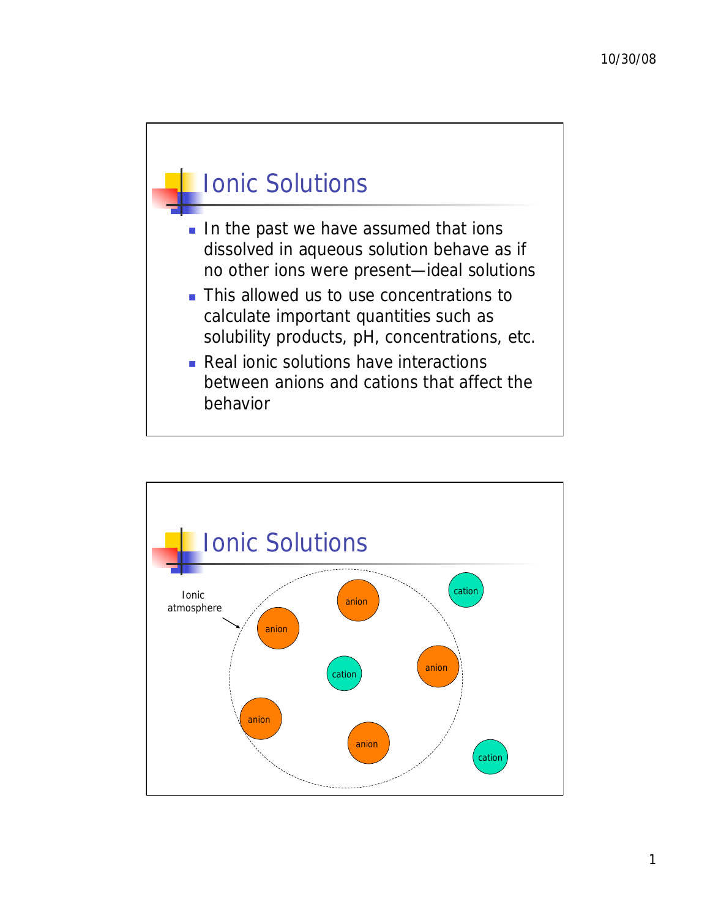# Ionic Solutions

- In the past we have assumed that ions dissolved in aqueous solution behave as if no other ions were present—ideal solutions
- This allowed us to use concentrations to calculate important quantities such as solubility products, pH, concentrations, etc.
- Real ionic solutions have interactions between anions and cations that affect the behavior

# Ionic Solutions

Ionic atmosphere

anion

anion

cation

anion

anion

anion

cation

cation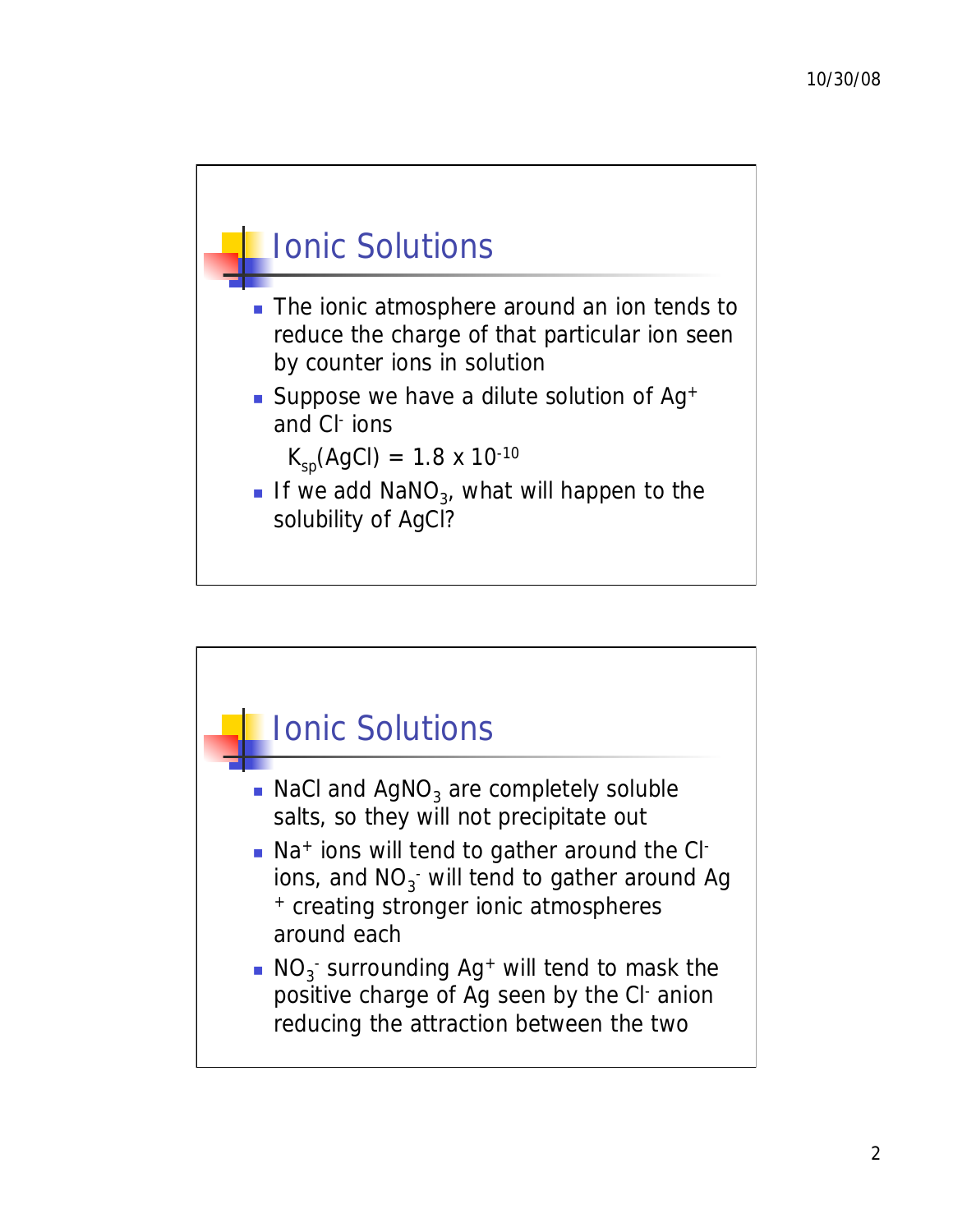## Ionic Solutions

- The ionic atmosphere around an ion tends to reduce the charge of that particular ion seen by counter ions in solution
- Suppose we have a dilute solution of $Ag^+$ and $Cl^-$ ions

  $K_{sp}(AgCl) = 1.8 \times 10^{-10}$
- If we add $NaNO_3$, what will happen to the solubility of AgCl?

## Ionic Solutions

- NaCl and $AgNO_3$ are completely soluble salts, so they will not precipitate out
- $Na^+$ ions will tend to gather around the $Cl^-$ ions, and $NO_3^-$ will tend to gather around $Ag^+$ creating stronger ionic atmospheres around each
- $NO_3^-$ surrounding $Ag^+$ will tend to mask the positive charge of Ag seen by the $Cl^-$ anion reducing the attraction between the two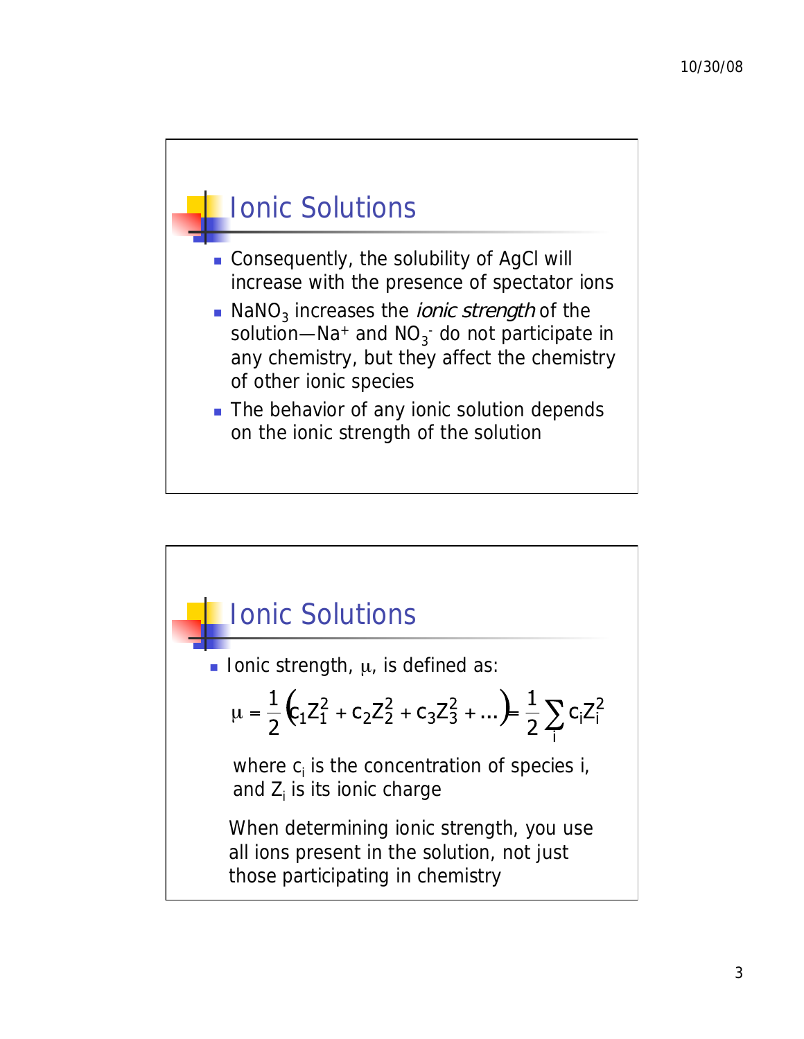## Ionic Solutions

- Consequently, the solubility of AgCl will increase with the presence of spectator ions
- $NaNO_3$ increases the *ionic strength* of the solution—$Na^+$ and $NO_3^-$ do not participate in any chemistry, but they affect the chemistry of other ionic species
- The behavior of any ionic solution depends on the ionic strength of the solution

## Ionic Solutions

- Ionic strength, $\mu$, is defined as:

$$\mu = \frac{1}{2}\left(c_1 Z_1^2 + c_2 Z_2^2 + c_3 Z_3^2 + \ldots\right) = \frac{1}{2}\sum_i c_i Z_i^2$$

where $c_i$ is the concentration of species i, and $Z_i$ is its ionic charge

When determining ionic strength, you use all ions present in the solution, not just those participating in chemistry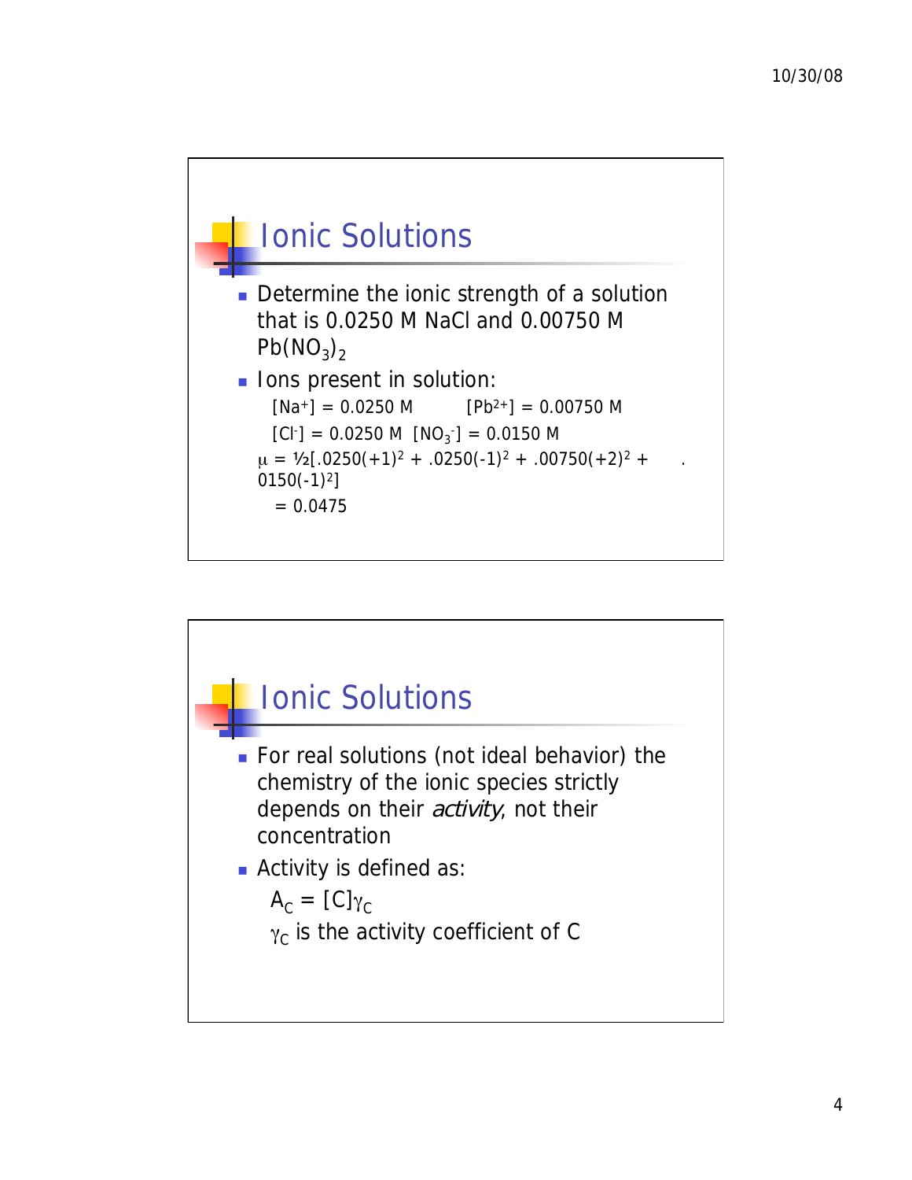## Ionic Solutions

- Determine the ionic strength of a solution that is 0.0250 M NaCl and 0.00750 M $Pb(NO_3)_2$
- Ions present in solution:

  $[Na^+] = 0.0250$ M $\quad [Pb^{2+}] = 0.00750$ M

  $[Cl^-] = 0.0250$ M $\quad [NO_3^-] = 0.0150$ M

  $\mu = ½[.0250(+1)^2 + .0250(-1)^2 + .00750(+2)^2 + .0150(-1)^2]$

  $= 0.0475$

## Ionic Solutions

- For real solutions (not ideal behavior) the chemistry of the ionic species strictly depends on their *activity*, not their concentration
- Activity is defined as:

  $A_C = [C]\gamma_C$

  $\gamma_C$ is the activity coefficient of C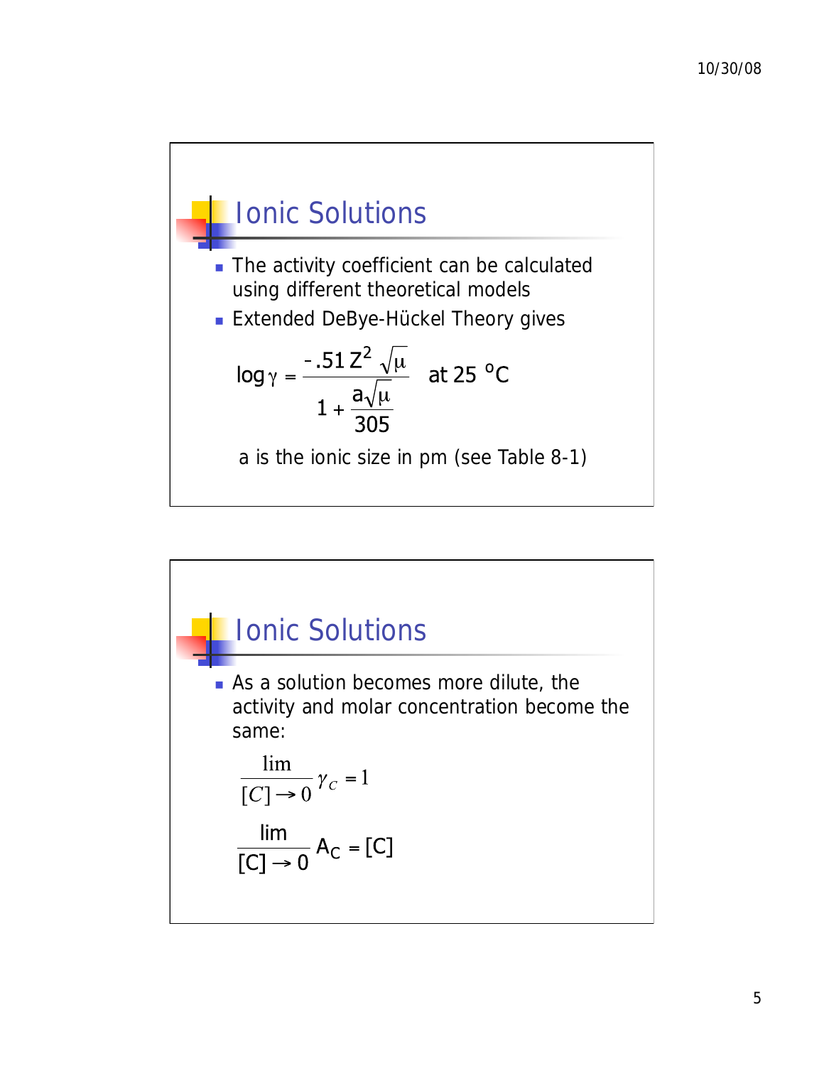## Ionic Solutions

- The activity coefficient can be calculated using different theoretical models
- Extended DeBye-Hückel Theory gives

$$\log \gamma = \frac{-.51\, Z^2 \sqrt{\mu}}{1 + \frac{a\sqrt{\mu}}{305}} \quad \text{at 25 °C}$$

a is the ionic size in pm (see Table 8-1)

## Ionic Solutions

- As a solution becomes more dilute, the activity and molar concentration become the same:

$$\lim_{[C] \to 0} \gamma_C = 1$$

$$\lim_{[C] \to 0} A_C = [C]$$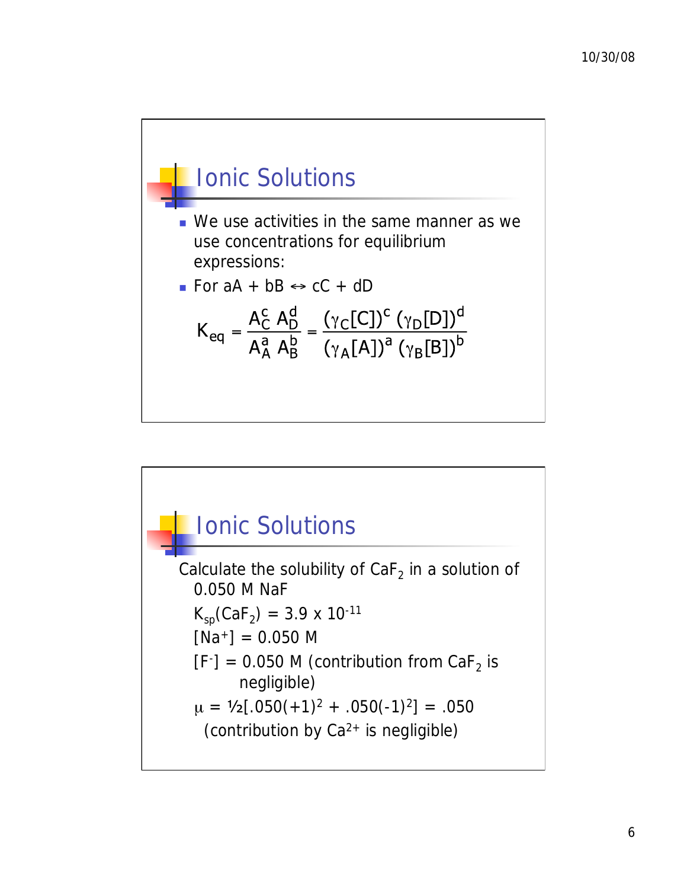## Ionic Solutions

- We use activities in the same manner as we use concentrations for equilibrium expressions:
- For aA + bB ↔ cC + dD

$$K_{eq} = \frac{A_C^c \, A_D^d}{A_A^a \, A_B^b} = \frac{(\gamma_C[C])^c \, (\gamma_D[D])^d}{(\gamma_A[A])^a \, (\gamma_B[B])^b}$$

## Ionic Solutions

Calculate the solubility of $CaF_2$ in a solution of 0.050 M NaF

$K_{sp}(CaF_2) = 3.9 \times 10^{-11}$

$[Na^+] = 0.050$ M

$[F^-] = 0.050$ M (contribution from $CaF_2$ is negligible)

$\mu = ½[.050(+1)^2 + .050(-1)^2] = .050$ (contribution by $Ca^{2+}$ is negligible)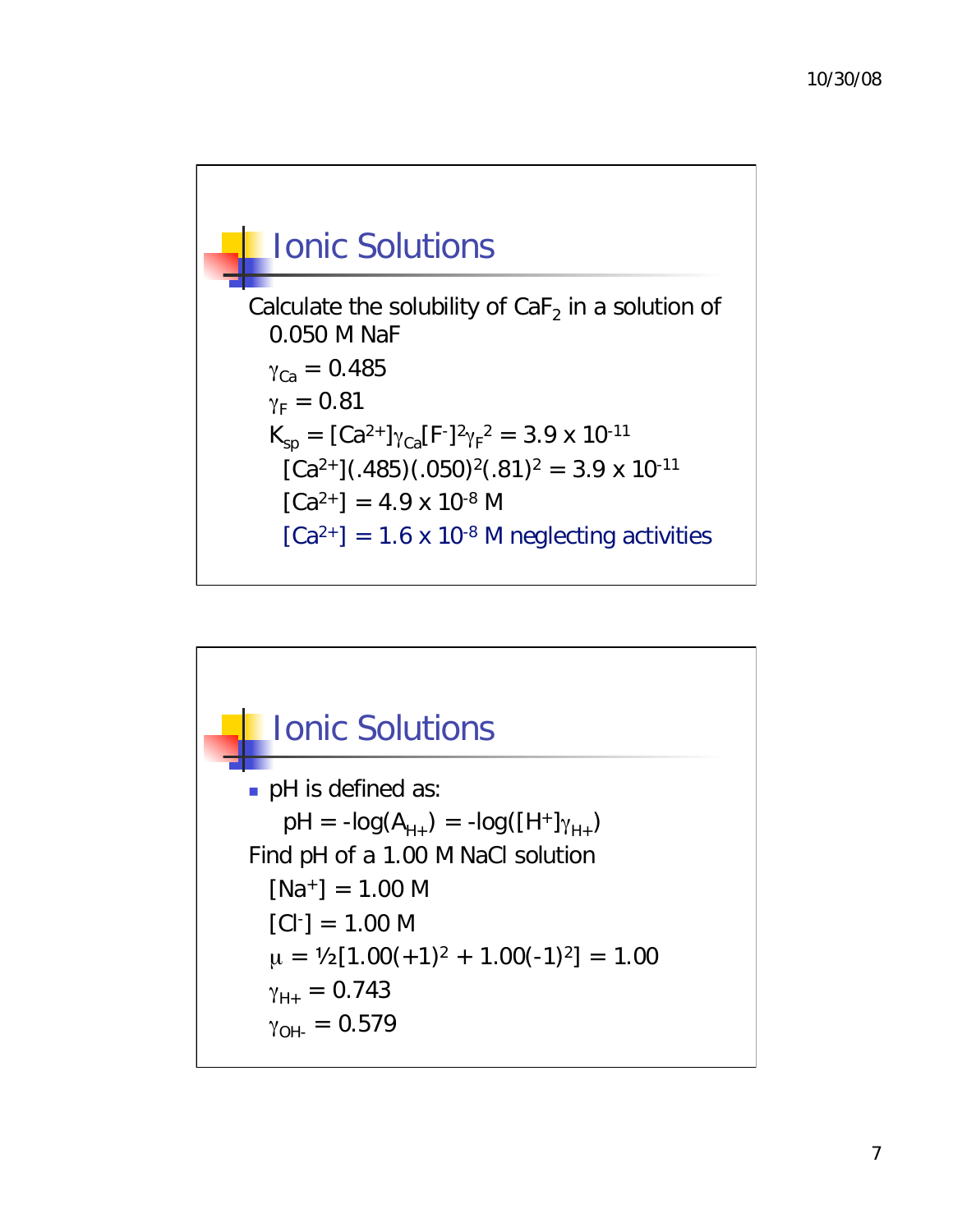## Ionic Solutions

Calculate the solubility of $CaF_2$ in a solution of 0.050 M NaF

$\gamma_{Ca} = 0.485$

$\gamma_F = 0.81$

$K_{sp} = [Ca^{2+}]\gamma_{Ca}[F^-]^2\gamma_F^2 = 3.9 \times 10^{-11}$

$[Ca^{2+}](.485)(.050)^2(.81)^2 = 3.9 \times 10^{-11}$

$[Ca^{2+}] = 4.9 \times 10^{-8}$ M

$[Ca^{2+}] = 1.6 \times 10^{-8}$ M neglecting activities

## Ionic Solutions

- pH is defined as:

  $pH = -\log(A_{H+}) = -\log([H^+]\gamma_{H+})$

Find pH of a 1.00 M NaCl solution

$[Na^+] = 1.00$ M

$[Cl^-] = 1.00$ M

$\mu = ½[1.00(+1)^2 + 1.00(-1)^2] = 1.00$

$\gamma_{H+} = 0.743$

$\gamma_{OH-} = 0.579$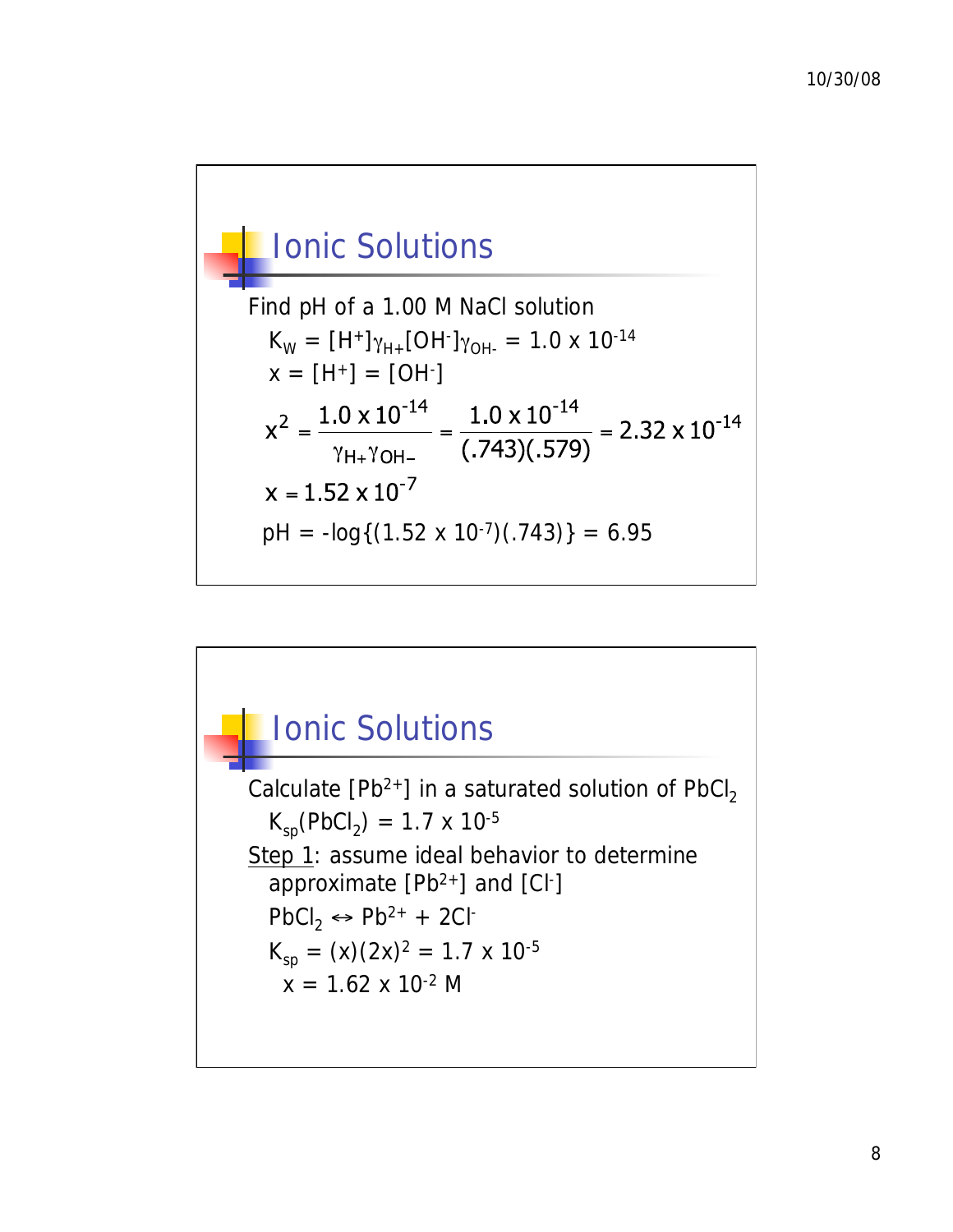## Ionic Solutions

Find pH of a 1.00 M NaCl solution

$K_W = [H^+]\gamma_{H+}[OH^-]\gamma_{OH-} = 1.0 \times 10^{-14}$

$x = [H^+] = [OH^-]$

$$x^2 = \frac{1.0 \times 10^{-14}}{\gamma_{H+}\gamma_{OH-}} = \frac{1.0 \times 10^{-14}}{(.743)(.579)} = 2.32 \times 10^{-14}$$

$x = 1.52 \times 10^{-7}$

$pH = -\log\{(1.52 \times 10^{-7})(.743)\} = 6.95$

## Ionic Solutions

Calculate $[Pb^{2+}]$ in a saturated solution of $PbCl_2$

$K_{sp}(PbCl_2) = 1.7 \times 10^{-5}$

Step 1: assume ideal behavior to determine approximate $[Pb^{2+}]$ and $[Cl^-]$

$PbCl_2 \leftrightarrow Pb^{2+} + 2Cl^-$

$K_{sp} = (x)(2x)^2 = 1.7 \times 10^{-5}$

$x = 1.62 \times 10^{-2}$ M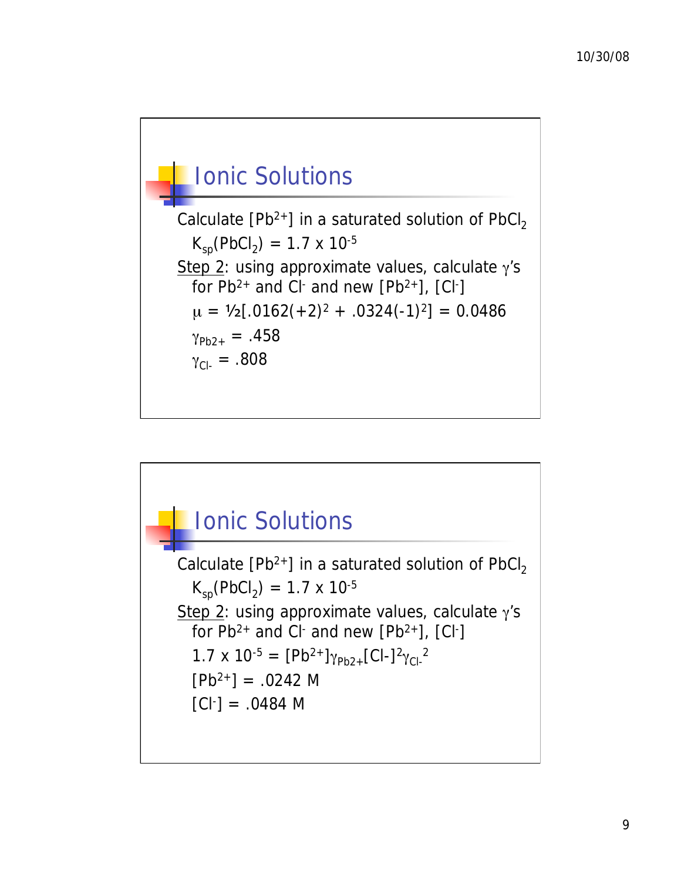## Ionic Solutions

Calculate $[Pb^{2+}]$ in a saturated solution of $PbCl_2$

$K_{sp}(PbCl_2) = 1.7 \times 10^{-5}$

<u>Step 2</u>: using approximate values, calculate $\gamma$'s for $Pb^{2+}$ and $Cl^-$ and new $[Pb^{2+}]$, $[Cl^-]$

$\mu = ½[.0162(+2)^2 + .0324(-1)^2] = 0.0486$

$\gamma_{Pb2+} = .458$

$\gamma_{Cl-} = .808$

## Ionic Solutions

Calculate $[Pb^{2+}]$ in a saturated solution of $PbCl_2$

$K_{sp}(PbCl_2) = 1.7 \times 10^{-5}$

<u>Step 2</u>: using approximate values, calculate $\gamma$'s for $Pb^{2+}$ and $Cl^-$ and new $[Pb^{2+}]$, $[Cl^-]$

$1.7 \times 10^{-5} = [Pb^{2+}]\gamma_{Pb2+}[Cl-]^2\gamma_{Cl-}^2$

$[Pb^{2+}] = .0242$ M

$[Cl^-] = .0484$ M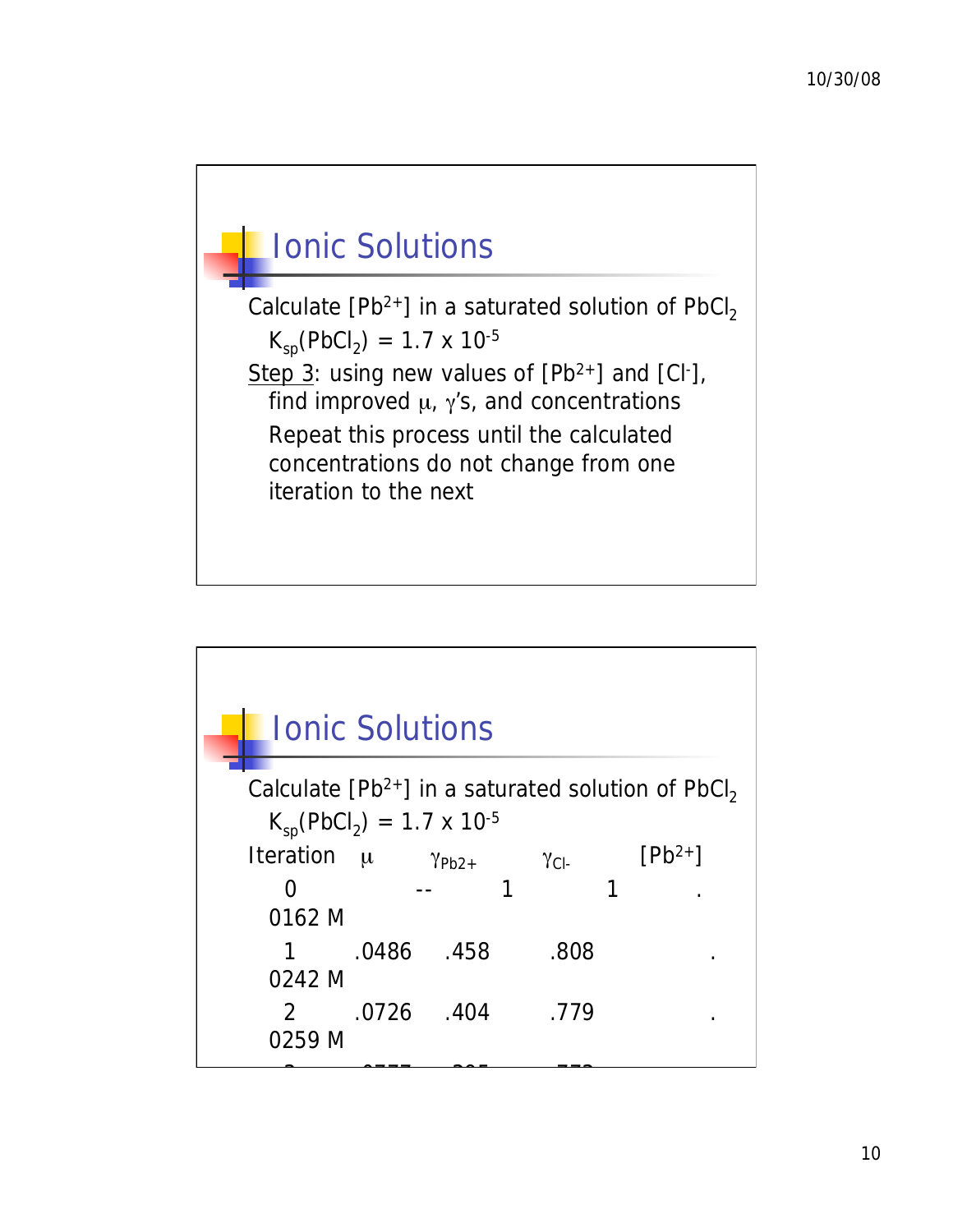## Ionic Solutions

Calculate $[Pb^{2+}]$ in a saturated solution of $PbCl_2$

$K_{sp}(PbCl_2) = 1.7 \times 10^{-5}$

Step 3: using new values of $[Pb^{2+}]$ and $[Cl^-]$, find improved $\mu$, $\gamma$'s, and concentrations

Repeat this process until the calculated concentrations do not change from one iteration to the next

## Ionic Solutions

Calculate $[Pb^{2+}]$ in a saturated solution of $PbCl_2$

$K_{sp}(PbCl_2) = 1.7 \times 10^{-5}$

| Iteration | $\mu$ | $\gamma_{Pb^{2+}}$ | $\gamma_{Cl^-}$ | $[Pb^{2+}]$ |
|---|---|---|---|---|
| 0 | -- | 1 | 1 | .0162 M |
| 1 | .0486 | .458 | .808 | .0242 M |
| 2 | .0726 | .404 | .779 | .0259 M |